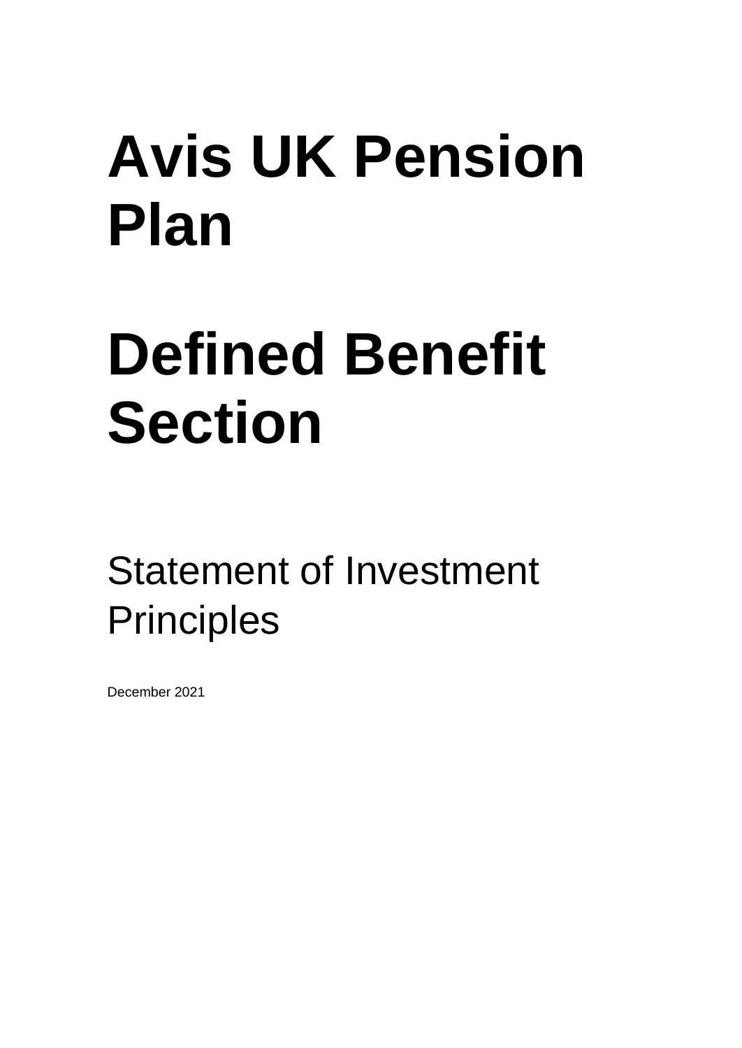# Avis UK Pension Plan

# Defined Benefit Section

## Statement of Investment Principles

December 2021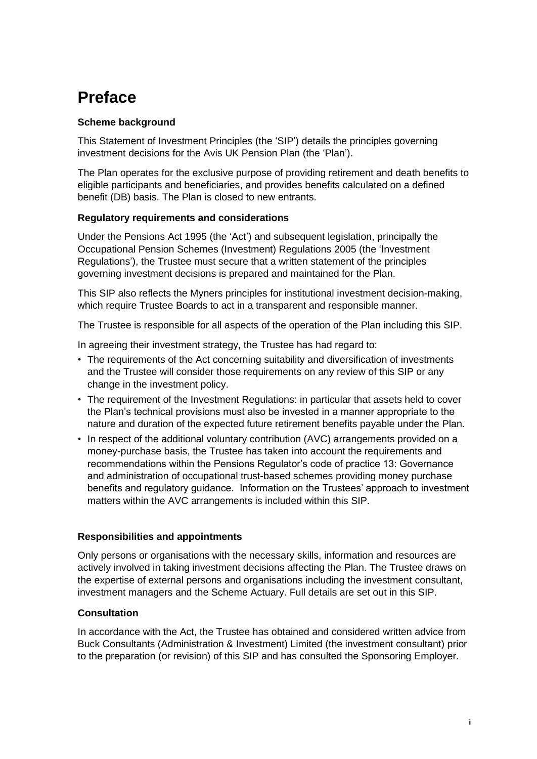# Preface

### Scheme background

This Statement of Investment Principles (the 'SIP') details the principles governing investment decisions for the Avis UK Pension Plan (the 'Plan').

The Plan operates for the exclusive purpose of providing retirement and death benefits to eligible participants and beneficiaries, and provides benefits calculated on a defined benefit (DB) basis. The Plan is closed to new entrants.

### Regulatory requirements and considerations

Under the Pensions Act 1995 (the 'Act') and subsequent legislation, principally the Occupational Pension Schemes (Investment) Regulations 2005 (the 'Investment Regulations'), the Trustee must secure that a written statement of the principles governing investment decisions is prepared and maintained for the Plan.

This SIP also reflects the Myners principles for institutional investment decision-making, which require Trustee Boards to act in a transparent and responsible manner.

The Trustee is responsible for all aspects of the operation of the Plan including this SIP.

In agreeing their investment strategy, the Trustee has had regard to:

- The requirements of the Act concerning suitability and diversification of investments and the Trustee will consider those requirements on any review of this SIP or any change in the investment policy.
- The requirement of the Investment Regulations: in particular that assets held to cover the Plan's technical provisions must also be invested in a manner appropriate to the nature and duration of the expected future retirement benefits payable under the Plan.
- In respect of the additional voluntary contribution (AVC) arrangements provided on a money-purchase basis, the Trustee has taken into account the requirements and recommendations within the Pensions Regulator's code of practice 13: Governance and administration of occupational trust-based schemes providing money purchase benefits and regulatory guidance. Information on the Trustees' approach to investment matters within the AVC arrangements is included within this SIP.

### Responsibilities and appointments

Only persons or organisations with the necessary skills, information and resources are actively involved in taking investment decisions affecting the Plan. The Trustee draws on the expertise of external persons and organisations including the investment consultant, investment managers and the Scheme Actuary. Full details are set out in this SIP.

### Consultation

In accordance with the Act, the Trustee has obtained and considered written advice from Buck Consultants (Administration & Investment) Limited (the investment consultant) prior to the preparation (or revision) of this SIP and has consulted the Sponsoring Employer.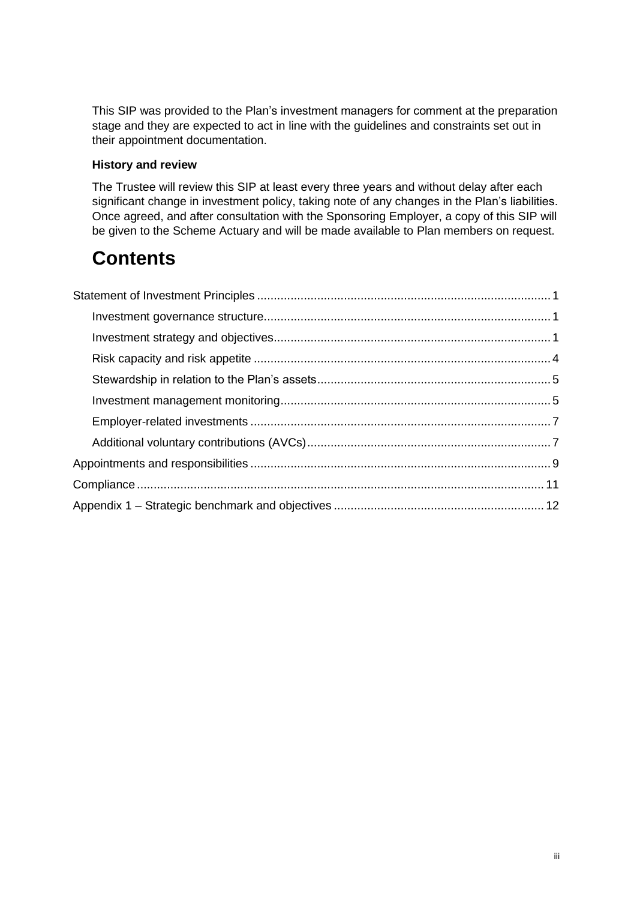This SIP was provided to the Plan's investment managers for comment at the preparation stage and they are expected to act in line with the guidelines and constraints set out in their appointment documentation.

**History and review**

The Trustee will review this SIP at least every three years and without delay after each significant change in investment policy, taking note of any changes in the Plan's liabilities. Once agreed, and after consultation with the Sponsoring Employer, a copy of this SIP will be given to the Scheme Actuary and will be made available to Plan members on request.

# Contents

- Statement of Investment Principles ........ 1
  - Investment governance structure ........ 1
  - Investment strategy and objectives ........ 1
  - Risk capacity and risk appetite ........ 4
  - Stewardship in relation to the Plan's assets ........ 5
  - Investment management monitoring ........ 5
  - Employer-related investments ........ 7
  - Additional voluntary contributions (AVCs) ........ 7
- Appointments and responsibilities ........ 9
- Compliance ........ 11
- Appendix 1 – Strategic benchmark and objectives ........ 12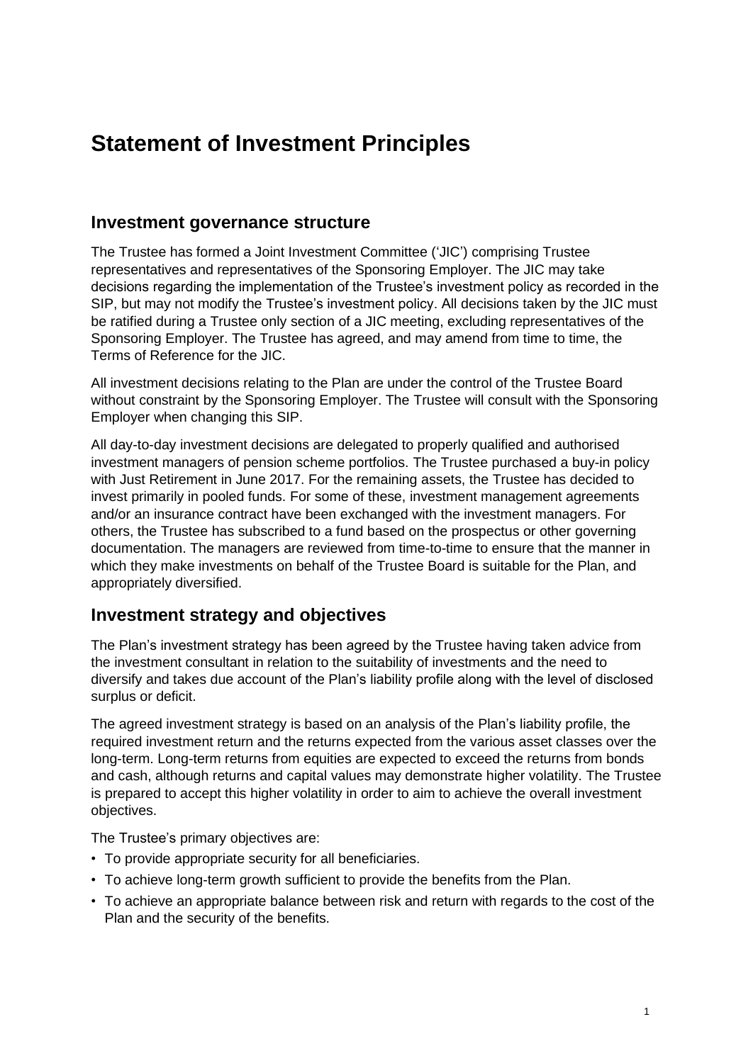# Statement of Investment Principles

## Investment governance structure

The Trustee has formed a Joint Investment Committee ('JIC') comprising Trustee representatives and representatives of the Sponsoring Employer. The JIC may take decisions regarding the implementation of the Trustee's investment policy as recorded in the SIP, but may not modify the Trustee's investment policy. All decisions taken by the JIC must be ratified during a Trustee only section of a JIC meeting, excluding representatives of the Sponsoring Employer. The Trustee has agreed, and may amend from time to time, the Terms of Reference for the JIC.

All investment decisions relating to the Plan are under the control of the Trustee Board without constraint by the Sponsoring Employer. The Trustee will consult with the Sponsoring Employer when changing this SIP.

All day-to-day investment decisions are delegated to properly qualified and authorised investment managers of pension scheme portfolios. The Trustee purchased a buy-in policy with Just Retirement in June 2017. For the remaining assets, the Trustee has decided to invest primarily in pooled funds. For some of these, investment management agreements and/or an insurance contract have been exchanged with the investment managers. For others, the Trustee has subscribed to a fund based on the prospectus or other governing documentation. The managers are reviewed from time-to-time to ensure that the manner in which they make investments on behalf of the Trustee Board is suitable for the Plan, and appropriately diversified.

## Investment strategy and objectives

The Plan's investment strategy has been agreed by the Trustee having taken advice from the investment consultant in relation to the suitability of investments and the need to diversify and takes due account of the Plan's liability profile along with the level of disclosed surplus or deficit.

The agreed investment strategy is based on an analysis of the Plan's liability profile, the required investment return and the returns expected from the various asset classes over the long-term. Long-term returns from equities are expected to exceed the returns from bonds and cash, although returns and capital values may demonstrate higher volatility. The Trustee is prepared to accept this higher volatility in order to aim to achieve the overall investment objectives.

The Trustee's primary objectives are:

- To provide appropriate security for all beneficiaries.
- To achieve long-term growth sufficient to provide the benefits from the Plan.
- To achieve an appropriate balance between risk and return with regards to the cost of the Plan and the security of the benefits.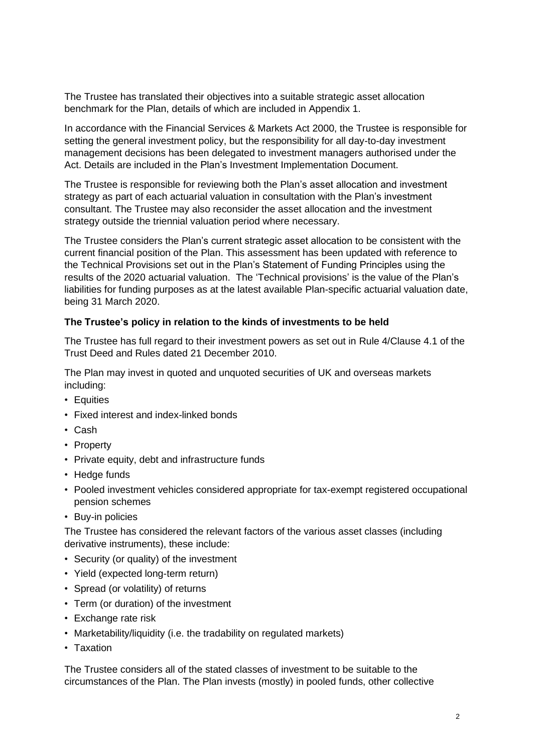The Trustee has translated their objectives into a suitable strategic asset allocation benchmark for the Plan, details of which are included in Appendix 1.

In accordance with the Financial Services & Markets Act 2000, the Trustee is responsible for setting the general investment policy, but the responsibility for all day-to-day investment management decisions has been delegated to investment managers authorised under the Act. Details are included in the Plan's Investment Implementation Document.

The Trustee is responsible for reviewing both the Plan's asset allocation and investment strategy as part of each actuarial valuation in consultation with the Plan's investment consultant. The Trustee may also reconsider the asset allocation and the investment strategy outside the triennial valuation period where necessary.

The Trustee considers the Plan's current strategic asset allocation to be consistent with the current financial position of the Plan. This assessment has been updated with reference to the Technical Provisions set out in the Plan's Statement of Funding Principles using the results of the 2020 actuarial valuation. The 'Technical provisions' is the value of the Plan's liabilities for funding purposes as at the latest available Plan-specific actuarial valuation date, being 31 March 2020.

**The Trustee's policy in relation to the kinds of investments to be held**

The Trustee has full regard to their investment powers as set out in Rule 4/Clause 4.1 of the Trust Deed and Rules dated 21 December 2010.

The Plan may invest in quoted and unquoted securities of UK and overseas markets including:

- Equities
- Fixed interest and index-linked bonds
- Cash
- Property
- Private equity, debt and infrastructure funds
- Hedge funds
- Pooled investment vehicles considered appropriate for tax-exempt registered occupational pension schemes
- Buy-in policies

The Trustee has considered the relevant factors of the various asset classes (including derivative instruments), these include:

- Security (or quality) of the investment
- Yield (expected long-term return)
- Spread (or volatility) of returns
- Term (or duration) of the investment
- Exchange rate risk
- Marketability/liquidity (i.e. the tradability on regulated markets)
- Taxation

The Trustee considers all of the stated classes of investment to be suitable to the circumstances of the Plan. The Plan invests (mostly) in pooled funds, other collective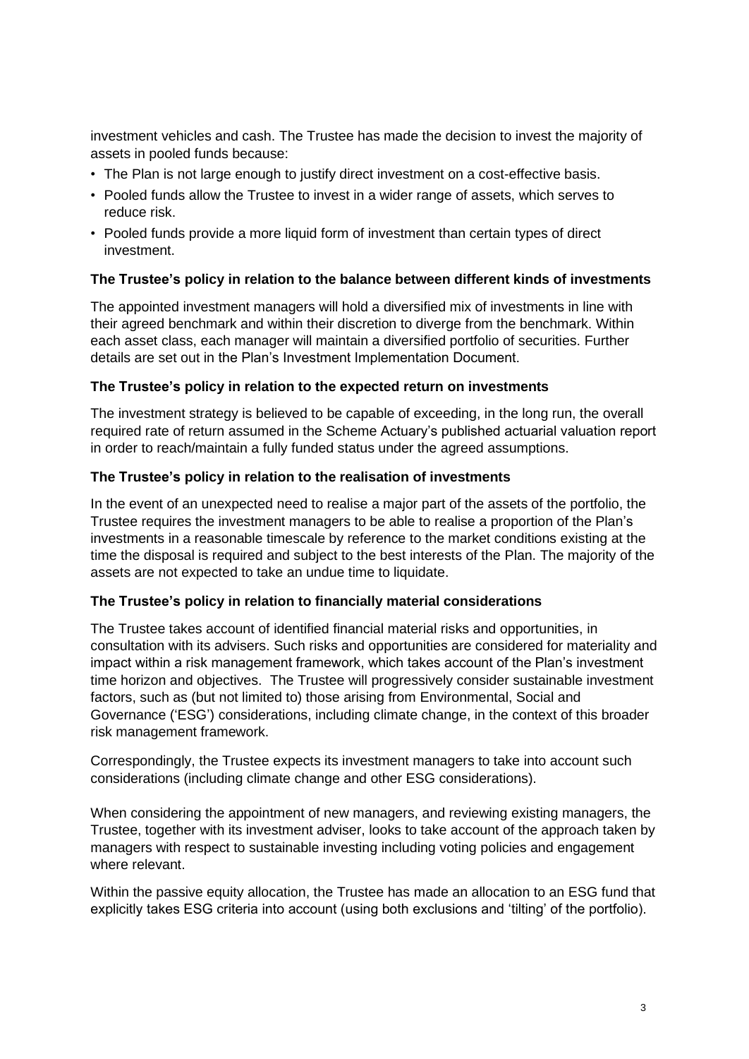investment vehicles and cash. The Trustee has made the decision to invest the majority of assets in pooled funds because:

- The Plan is not large enough to justify direct investment on a cost-effective basis.
- Pooled funds allow the Trustee to invest in a wider range of assets, which serves to reduce risk.
- Pooled funds provide a more liquid form of investment than certain types of direct investment.

**The Trustee's policy in relation to the balance between different kinds of investments**

The appointed investment managers will hold a diversified mix of investments in line with their agreed benchmark and within their discretion to diverge from the benchmark. Within each asset class, each manager will maintain a diversified portfolio of securities. Further details are set out in the Plan's Investment Implementation Document.

**The Trustee's policy in relation to the expected return on investments**

The investment strategy is believed to be capable of exceeding, in the long run, the overall required rate of return assumed in the Scheme Actuary's published actuarial valuation report in order to reach/maintain a fully funded status under the agreed assumptions.

**The Trustee's policy in relation to the realisation of investments**

In the event of an unexpected need to realise a major part of the assets of the portfolio, the Trustee requires the investment managers to be able to realise a proportion of the Plan's investments in a reasonable timescale by reference to the market conditions existing at the time the disposal is required and subject to the best interests of the Plan. The majority of the assets are not expected to take an undue time to liquidate.

**The Trustee's policy in relation to financially material considerations**

The Trustee takes account of identified financial material risks and opportunities, in consultation with its advisers. Such risks and opportunities are considered for materiality and impact within a risk management framework, which takes account of the Plan's investment time horizon and objectives. The Trustee will progressively consider sustainable investment factors, such as (but not limited to) those arising from Environmental, Social and Governance ('ESG') considerations, including climate change, in the context of this broader risk management framework.

Correspondingly, the Trustee expects its investment managers to take into account such considerations (including climate change and other ESG considerations).

When considering the appointment of new managers, and reviewing existing managers, the Trustee, together with its investment adviser, looks to take account of the approach taken by managers with respect to sustainable investing including voting policies and engagement where relevant.

Within the passive equity allocation, the Trustee has made an allocation to an ESG fund that explicitly takes ESG criteria into account (using both exclusions and 'tilting' of the portfolio).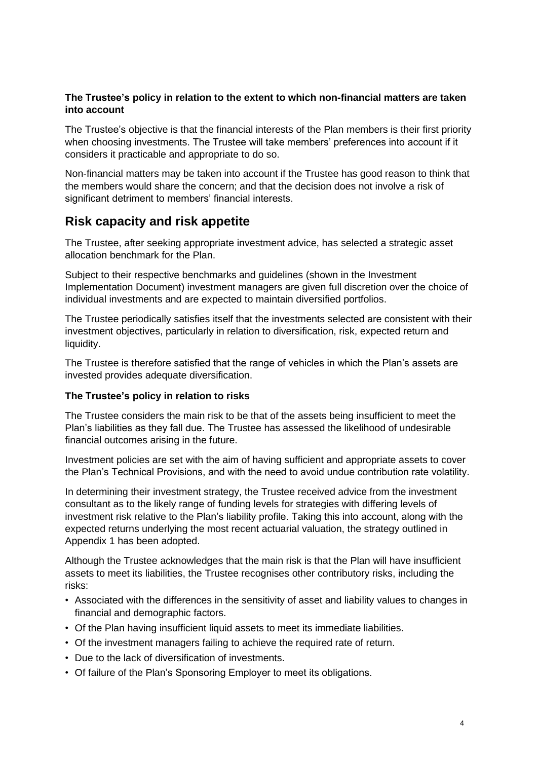**The Trustee's policy in relation to the extent to which non-financial matters are taken into account**

The Trustee's objective is that the financial interests of the Plan members is their first priority when choosing investments. The Trustee will take members' preferences into account if it considers it practicable and appropriate to do so.

Non-financial matters may be taken into account if the Trustee has good reason to think that the members would share the concern; and that the decision does not involve a risk of significant detriment to members' financial interests.

## Risk capacity and risk appetite

The Trustee, after seeking appropriate investment advice, has selected a strategic asset allocation benchmark for the Plan.

Subject to their respective benchmarks and guidelines (shown in the Investment Implementation Document) investment managers are given full discretion over the choice of individual investments and are expected to maintain diversified portfolios.

The Trustee periodically satisfies itself that the investments selected are consistent with their investment objectives, particularly in relation to diversification, risk, expected return and liquidity.

The Trustee is therefore satisfied that the range of vehicles in which the Plan's assets are invested provides adequate diversification.

**The Trustee's policy in relation to risks**

The Trustee considers the main risk to be that of the assets being insufficient to meet the Plan's liabilities as they fall due. The Trustee has assessed the likelihood of undesirable financial outcomes arising in the future.

Investment policies are set with the aim of having sufficient and appropriate assets to cover the Plan's Technical Provisions, and with the need to avoid undue contribution rate volatility.

In determining their investment strategy, the Trustee received advice from the investment consultant as to the likely range of funding levels for strategies with differing levels of investment risk relative to the Plan's liability profile. Taking this into account, along with the expected returns underlying the most recent actuarial valuation, the strategy outlined in Appendix 1 has been adopted.

Although the Trustee acknowledges that the main risk is that the Plan will have insufficient assets to meet its liabilities, the Trustee recognises other contributory risks, including the risks:

- Associated with the differences in the sensitivity of asset and liability values to changes in financial and demographic factors.
- Of the Plan having insufficient liquid assets to meet its immediate liabilities.
- Of the investment managers failing to achieve the required rate of return.
- Due to the lack of diversification of investments.
- Of failure of the Plan's Sponsoring Employer to meet its obligations.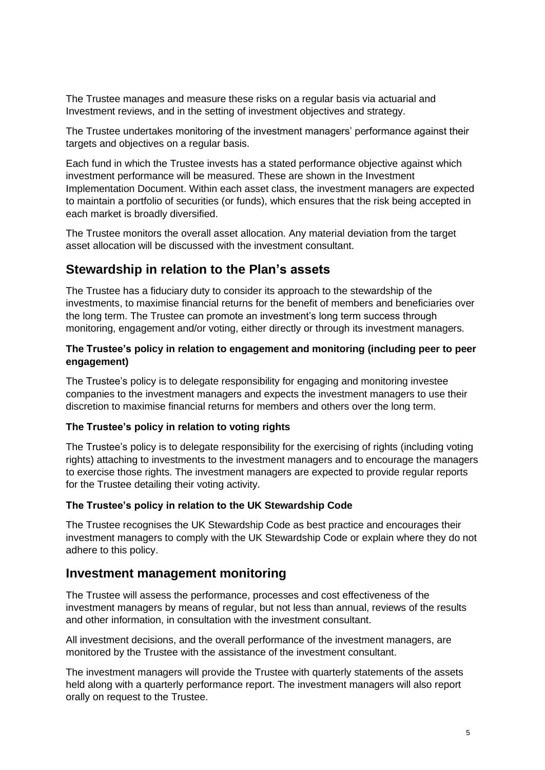The Trustee manages and measure these risks on a regular basis via actuarial and Investment reviews, and in the setting of investment objectives and strategy.

The Trustee undertakes monitoring of the investment managers' performance against their targets and objectives on a regular basis.

Each fund in which the Trustee invests has a stated performance objective against which investment performance will be measured. These are shown in the Investment Implementation Document. Within each asset class, the investment managers are expected to maintain a portfolio of securities (or funds), which ensures that the risk being accepted in each market is broadly diversified.

The Trustee monitors the overall asset allocation. Any material deviation from the target asset allocation will be discussed with the investment consultant.

## Stewardship in relation to the Plan's assets

The Trustee has a fiduciary duty to consider its approach to the stewardship of the investments, to maximise financial returns for the benefit of members and beneficiaries over the long term. The Trustee can promote an investment's long term success through monitoring, engagement and/or voting, either directly or through its investment managers.

**The Trustee's policy in relation to engagement and monitoring (including peer to peer engagement)**

The Trustee's policy is to delegate responsibility for engaging and monitoring investee companies to the investment managers and expects the investment managers to use their discretion to maximise financial returns for members and others over the long term.

**The Trustee's policy in relation to voting rights**

The Trustee's policy is to delegate responsibility for the exercising of rights (including voting rights) attaching to investments to the investment managers and to encourage the managers to exercise those rights. The investment managers are expected to provide regular reports for the Trustee detailing their voting activity.

**The Trustee's policy in relation to the UK Stewardship Code**

The Trustee recognises the UK Stewardship Code as best practice and encourages their investment managers to comply with the UK Stewardship Code or explain where they do not adhere to this policy.

## Investment management monitoring

The Trustee will assess the performance, processes and cost effectiveness of the investment managers by means of regular, but not less than annual, reviews of the results and other information, in consultation with the investment consultant.

All investment decisions, and the overall performance of the investment managers, are monitored by the Trustee with the assistance of the investment consultant.

The investment managers will provide the Trustee with quarterly statements of the assets held along with a quarterly performance report. The investment managers will also report orally on request to the Trustee.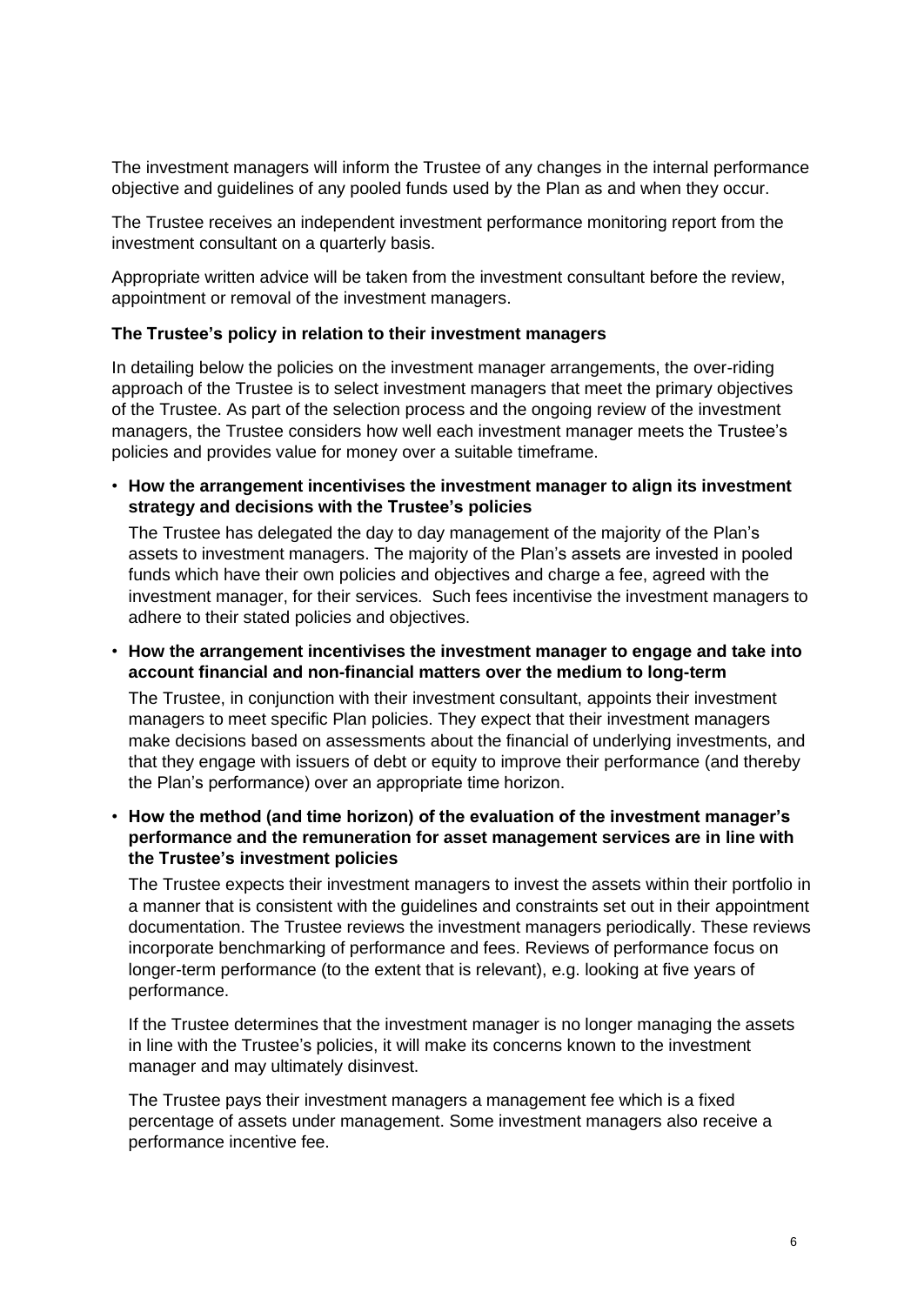The investment managers will inform the Trustee of any changes in the internal performance objective and guidelines of any pooled funds used by the Plan as and when they occur.

The Trustee receives an independent investment performance monitoring report from the investment consultant on a quarterly basis.

Appropriate written advice will be taken from the investment consultant before the review, appointment or removal of the investment managers.

**The Trustee's policy in relation to their investment managers**

In detailing below the policies on the investment manager arrangements, the over-riding approach of the Trustee is to select investment managers that meet the primary objectives of the Trustee. As part of the selection process and the ongoing review of the investment managers, the Trustee considers how well each investment manager meets the Trustee's policies and provides value for money over a suitable timeframe.

- **How the arrangement incentivises the investment manager to align its investment strategy and decisions with the Trustee's policies**

  The Trustee has delegated the day to day management of the majority of the Plan's assets to investment managers. The majority of the Plan's assets are invested in pooled funds which have their own policies and objectives and charge a fee, agreed with the investment manager, for their services. Such fees incentivise the investment managers to adhere to their stated policies and objectives.

- **How the arrangement incentivises the investment manager to engage and take into account financial and non-financial matters over the medium to long-term**

  The Trustee, in conjunction with their investment consultant, appoints their investment managers to meet specific Plan policies. They expect that their investment managers make decisions based on assessments about the financial of underlying investments, and that they engage with issuers of debt or equity to improve their performance (and thereby the Plan's performance) over an appropriate time horizon.

- **How the method (and time horizon) of the evaluation of the investment manager's performance and the remuneration for asset management services are in line with the Trustee's investment policies**

  The Trustee expects their investment managers to invest the assets within their portfolio in a manner that is consistent with the guidelines and constraints set out in their appointment documentation. The Trustee reviews the investment managers periodically. These reviews incorporate benchmarking of performance and fees. Reviews of performance focus on longer-term performance (to the extent that is relevant), e.g. looking at five years of performance.

  If the Trustee determines that the investment manager is no longer managing the assets in line with the Trustee's policies, it will make its concerns known to the investment manager and may ultimately disinvest.

  The Trustee pays their investment managers a management fee which is a fixed percentage of assets under management. Some investment managers also receive a performance incentive fee.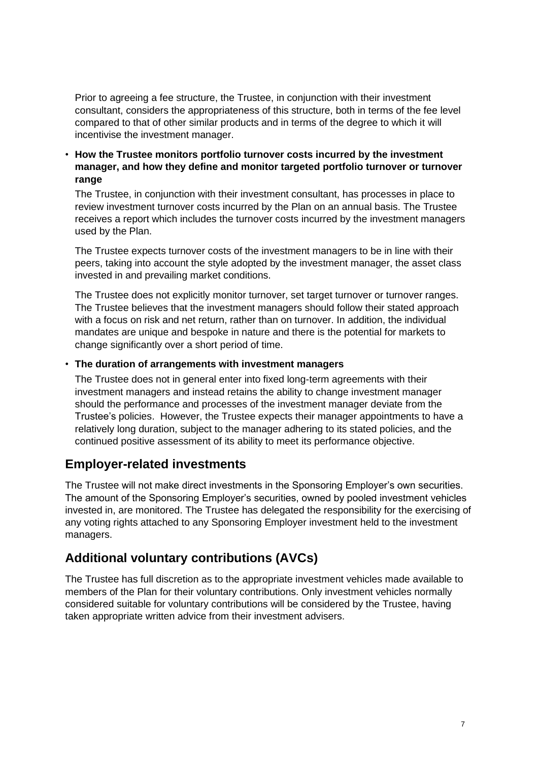Prior to agreeing a fee structure, the Trustee, in conjunction with their investment consultant, considers the appropriateness of this structure, both in terms of the fee level compared to that of other similar products and in terms of the degree to which it will incentivise the investment manager.

- **How the Trustee monitors portfolio turnover costs incurred by the investment manager, and how they define and monitor targeted portfolio turnover or turnover range**

  The Trustee, in conjunction with their investment consultant, has processes in place to review investment turnover costs incurred by the Plan on an annual basis. The Trustee receives a report which includes the turnover costs incurred by the investment managers used by the Plan.

  The Trustee expects turnover costs of the investment managers to be in line with their peers, taking into account the style adopted by the investment manager, the asset class invested in and prevailing market conditions.

  The Trustee does not explicitly monitor turnover, set target turnover or turnover ranges. The Trustee believes that the investment managers should follow their stated approach with a focus on risk and net return, rather than on turnover. In addition, the individual mandates are unique and bespoke in nature and there is the potential for markets to change significantly over a short period of time.

- **The duration of arrangements with investment managers**

  The Trustee does not in general enter into fixed long-term agreements with their investment managers and instead retains the ability to change investment manager should the performance and processes of the investment manager deviate from the Trustee's policies. However, the Trustee expects their manager appointments to have a relatively long duration, subject to the manager adhering to its stated policies, and the continued positive assessment of its ability to meet its performance objective.

## Employer-related investments

The Trustee will not make direct investments in the Sponsoring Employer's own securities. The amount of the Sponsoring Employer's securities, owned by pooled investment vehicles invested in, are monitored. The Trustee has delegated the responsibility for the exercising of any voting rights attached to any Sponsoring Employer investment held to the investment managers.

## Additional voluntary contributions (AVCs)

The Trustee has full discretion as to the appropriate investment vehicles made available to members of the Plan for their voluntary contributions. Only investment vehicles normally considered suitable for voluntary contributions will be considered by the Trustee, having taken appropriate written advice from their investment advisers.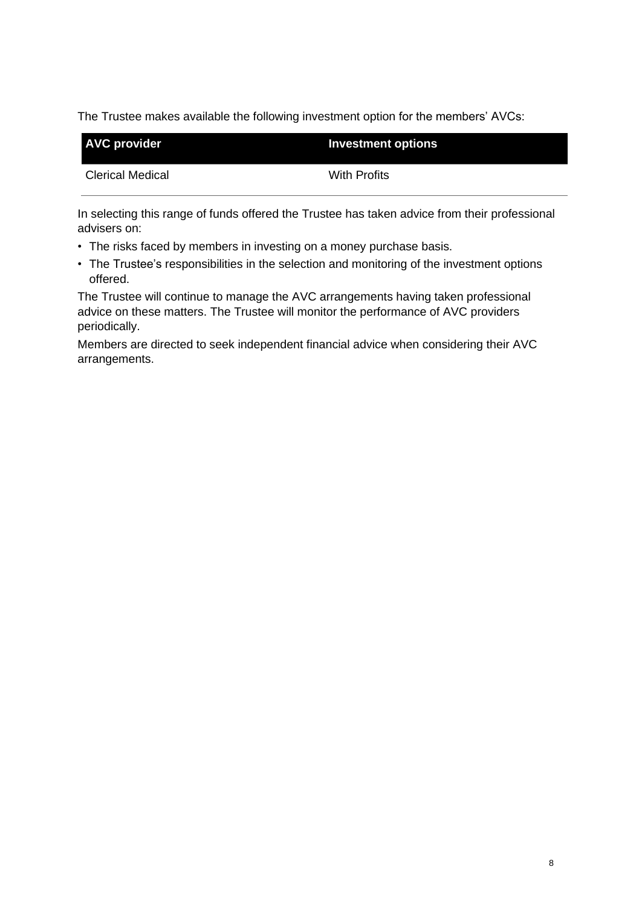The Trustee makes available the following investment option for the members' AVCs:

| AVC provider | Investment options |
| --- | --- |
| Clerical Medical | With Profits |

In selecting this range of funds offered the Trustee has taken advice from their professional advisers on:

- The risks faced by members in investing on a money purchase basis.
- The Trustee's responsibilities in the selection and monitoring of the investment options offered.

The Trustee will continue to manage the AVC arrangements having taken professional advice on these matters. The Trustee will monitor the performance of AVC providers periodically.

Members are directed to seek independent financial advice when considering their AVC arrangements.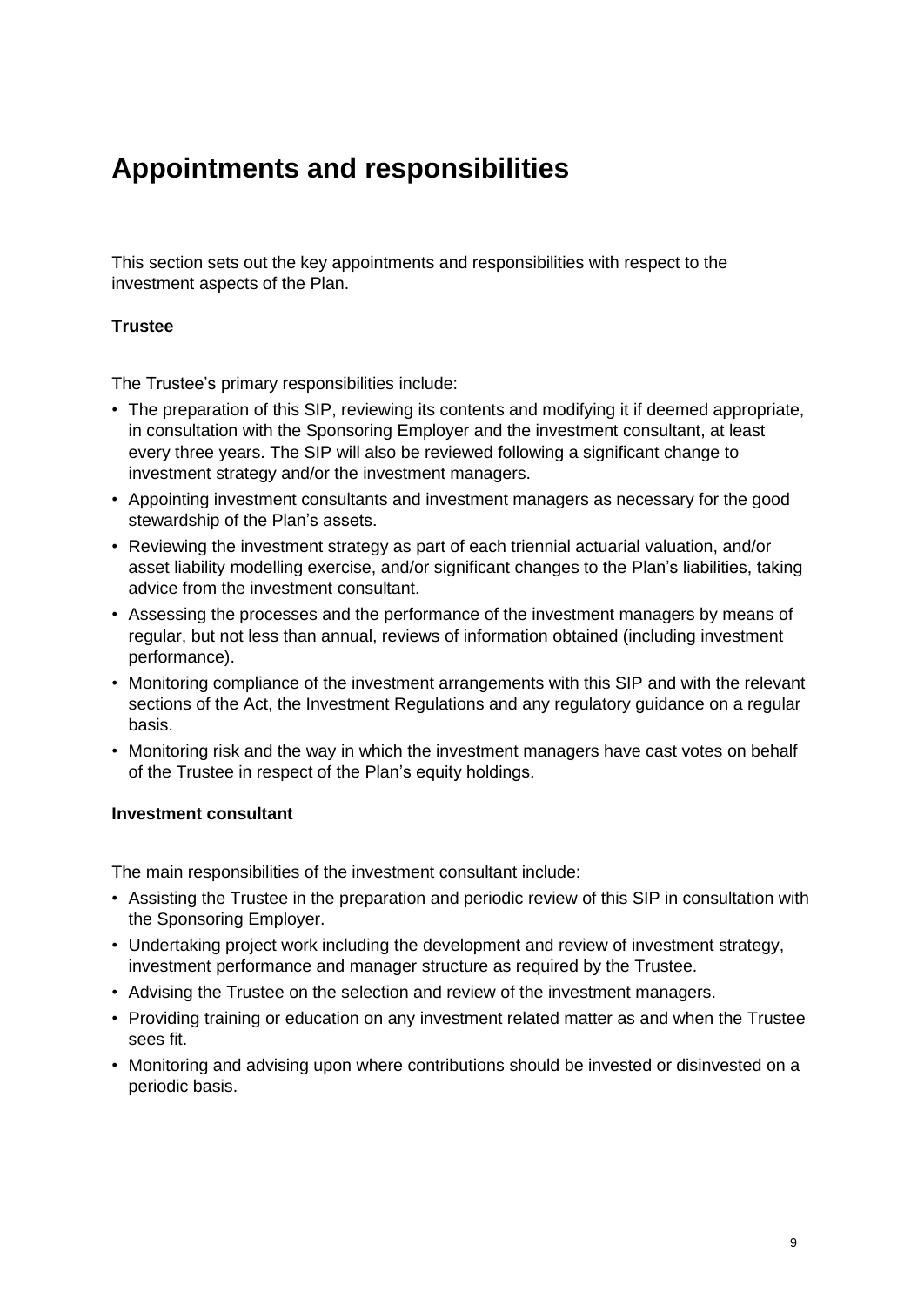# Appointments and responsibilities

This section sets out the key appointments and responsibilities with respect to the investment aspects of the Plan.

**Trustee**

The Trustee's primary responsibilities include:

- The preparation of this SIP, reviewing its contents and modifying it if deemed appropriate, in consultation with the Sponsoring Employer and the investment consultant, at least every three years. The SIP will also be reviewed following a significant change to investment strategy and/or the investment managers.
- Appointing investment consultants and investment managers as necessary for the good stewardship of the Plan's assets.
- Reviewing the investment strategy as part of each triennial actuarial valuation, and/or asset liability modelling exercise, and/or significant changes to the Plan's liabilities, taking advice from the investment consultant.
- Assessing the processes and the performance of the investment managers by means of regular, but not less than annual, reviews of information obtained (including investment performance).
- Monitoring compliance of the investment arrangements with this SIP and with the relevant sections of the Act, the Investment Regulations and any regulatory guidance on a regular basis.
- Monitoring risk and the way in which the investment managers have cast votes on behalf of the Trustee in respect of the Plan's equity holdings.

**Investment consultant**

The main responsibilities of the investment consultant include:

- Assisting the Trustee in the preparation and periodic review of this SIP in consultation with the Sponsoring Employer.
- Undertaking project work including the development and review of investment strategy, investment performance and manager structure as required by the Trustee.
- Advising the Trustee on the selection and review of the investment managers.
- Providing training or education on any investment related matter as and when the Trustee sees fit.
- Monitoring and advising upon where contributions should be invested or disinvested on a periodic basis.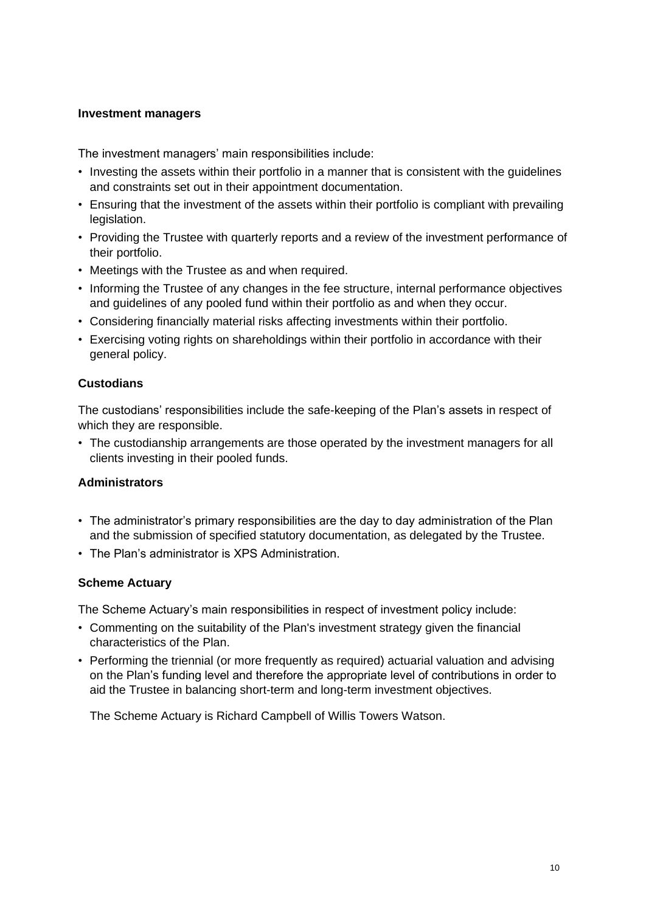### Investment managers

The investment managers' main responsibilities include:

- Investing the assets within their portfolio in a manner that is consistent with the guidelines and constraints set out in their appointment documentation.
- Ensuring that the investment of the assets within their portfolio is compliant with prevailing legislation.
- Providing the Trustee with quarterly reports and a review of the investment performance of their portfolio.
- Meetings with the Trustee as and when required.
- Informing the Trustee of any changes in the fee structure, internal performance objectives and guidelines of any pooled fund within their portfolio as and when they occur.
- Considering financially material risks affecting investments within their portfolio.
- Exercising voting rights on shareholdings within their portfolio in accordance with their general policy.

### Custodians

The custodians' responsibilities include the safe-keeping of the Plan's assets in respect of which they are responsible.

- The custodianship arrangements are those operated by the investment managers for all clients investing in their pooled funds.

### Administrators

- The administrator's primary responsibilities are the day to day administration of the Plan and the submission of specified statutory documentation, as delegated by the Trustee.
- The Plan's administrator is XPS Administration.

### Scheme Actuary

The Scheme Actuary's main responsibilities in respect of investment policy include:

- Commenting on the suitability of the Plan's investment strategy given the financial characteristics of the Plan.
- Performing the triennial (or more frequently as required) actuarial valuation and advising on the Plan's funding level and therefore the appropriate level of contributions in order to aid the Trustee in balancing short-term and long-term investment objectives.

The Scheme Actuary is Richard Campbell of Willis Towers Watson.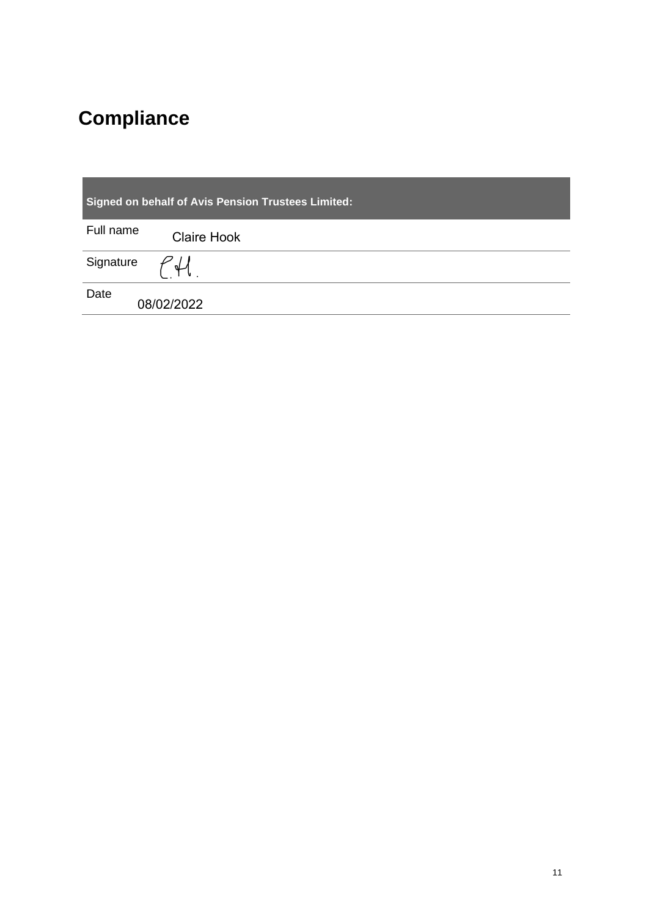# Compliance

| Signed on behalf of Avis Pension Trustees Limited: | |
|---|---|
| Full name | Claire Hook |
| Signature | C.H. |
| Date | 08/02/2022 |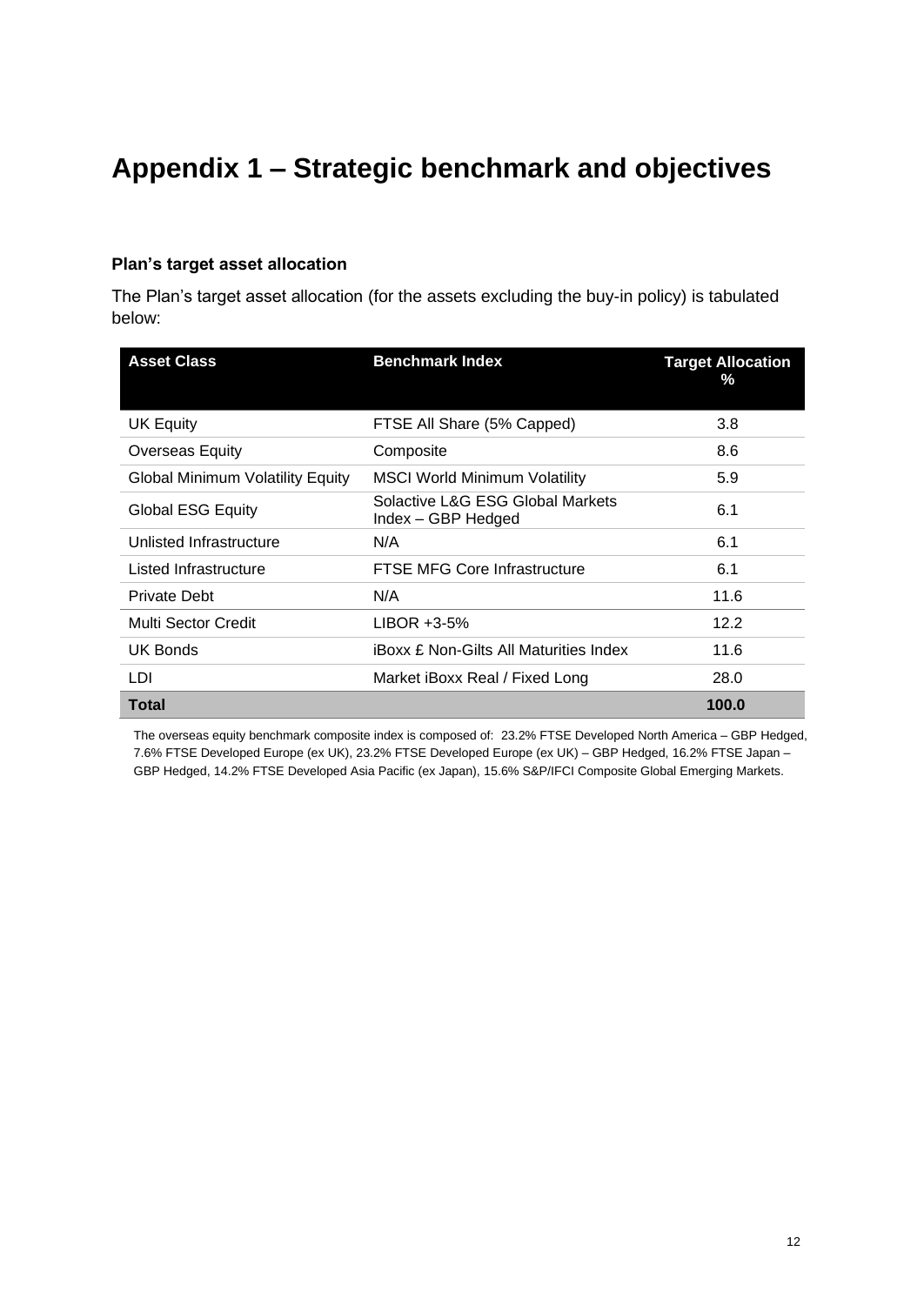# Appendix 1 – Strategic benchmark and objectives

### Plan's target asset allocation

The Plan's target asset allocation (for the assets excluding the buy-in policy) is tabulated below:

| Asset Class | Benchmark Index | Target Allocation % |
|---|---|---|
| UK Equity | FTSE All Share (5% Capped) | 3.8 |
| Overseas Equity | Composite | 8.6 |
| Global Minimum Volatility Equity | MSCI World Minimum Volatility | 5.9 |
| Global ESG Equity | Solactive L&G ESG Global Markets Index – GBP Hedged | 6.1 |
| Unlisted Infrastructure | N/A | 6.1 |
| Listed Infrastructure | FTSE MFG Core Infrastructure | 6.1 |
| Private Debt | N/A | 11.6 |
| Multi Sector Credit | LIBOR +3-5% | 12.2 |
| UK Bonds | iBoxx £ Non-Gilts All Maturities Index | 11.6 |
| LDI | Market iBoxx Real / Fixed Long | 28.0 |
| **Total** | | **100.0** |

The overseas equity benchmark composite index is composed of: 23.2% FTSE Developed North America – GBP Hedged, 7.6% FTSE Developed Europe (ex UK), 23.2% FTSE Developed Europe (ex UK) – GBP Hedged, 16.2% FTSE Japan – GBP Hedged, 14.2% FTSE Developed Asia Pacific (ex Japan), 15.6% S&P/IFCI Composite Global Emerging Markets.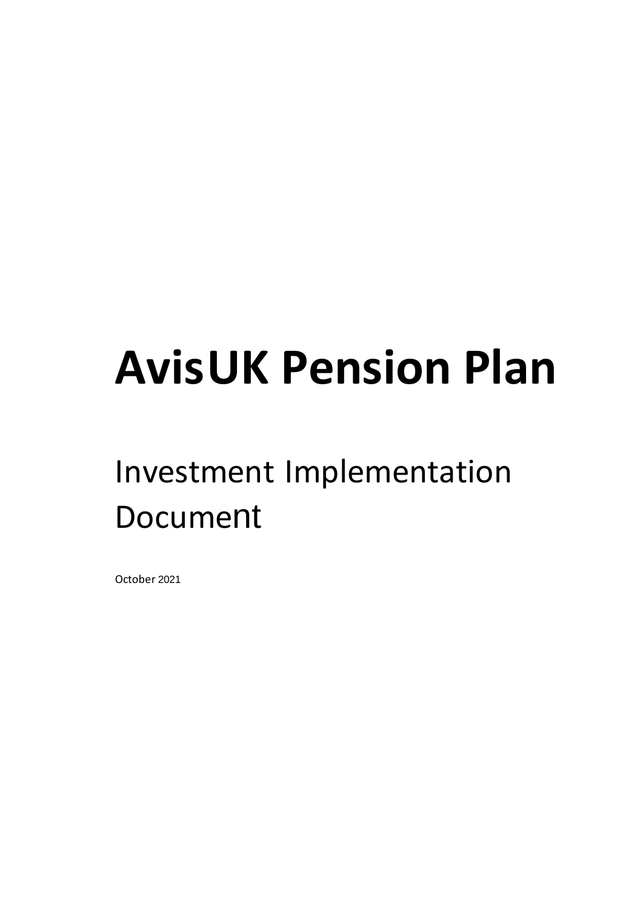# AvisUK Pension Plan

Investment Implementation Document

October 2021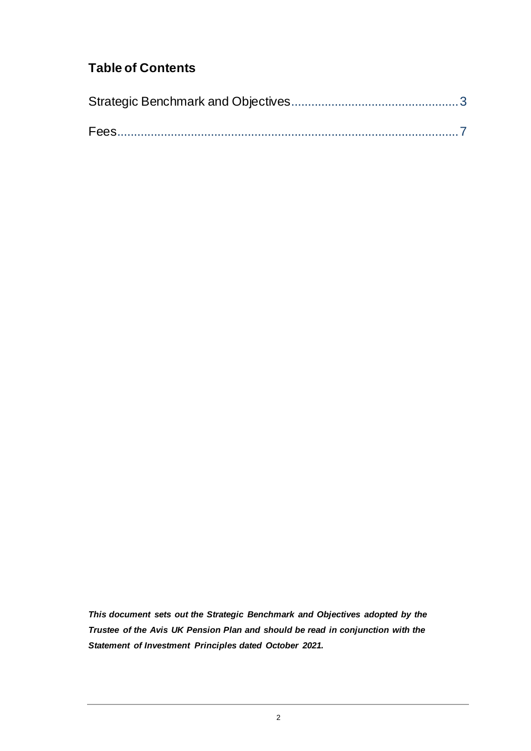## Table of Contents

Strategic Benchmark and Objectives.................................................3

Fees.......................................................................................................7

***This document sets out the Strategic Benchmark and Objectives adopted by the Trustee of the Avis UK Pension Plan and should be read in conjunction with the Statement of Investment Principles dated October 2021.***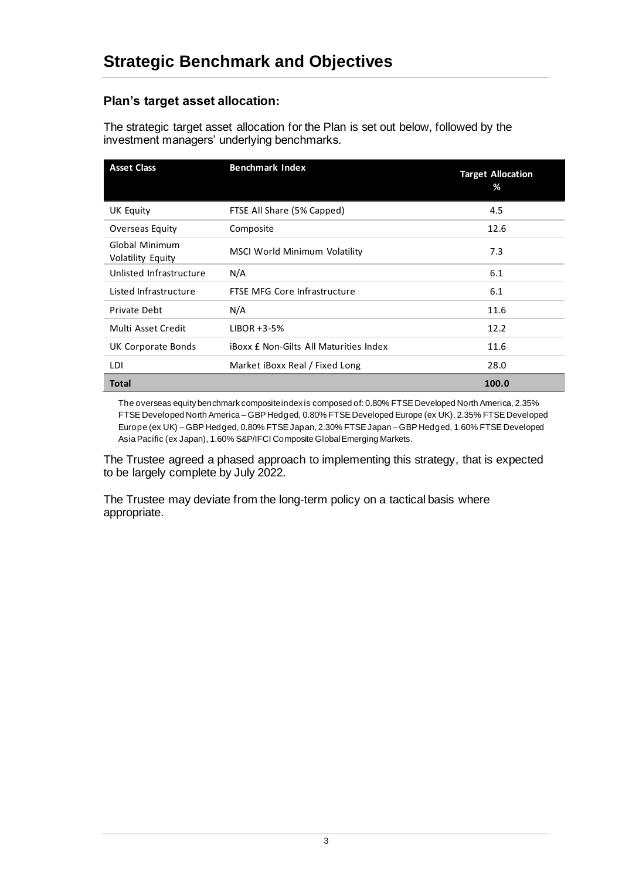# Strategic Benchmark and Objectives

### Plan's target asset allocation:

The strategic target asset allocation for the Plan is set out below, followed by the investment managers' underlying benchmarks.

| Asset Class | Benchmark Index | Target Allocation % |
|---|---|---|
| UK Equity | FTSE All Share (5% Capped) | 4.5 |
| Overseas Equity | Composite | 12.6 |
| Global Minimum Volatility Equity | MSCI World Minimum Volatility | 7.3 |
| Unlisted Infrastructure | N/A | 6.1 |
| Listed Infrastructure | FTSE MFG Core Infrastructure | 6.1 |
| Private Debt | N/A | 11.6 |
| Multi Asset Credit | LIBOR +3-5% | 12.2 |
| UK Corporate Bonds | iBoxx £ Non-Gilts All Maturities Index | 11.6 |
| LDI | Market iBoxx Real / Fixed Long | 28.0 |
| **Total** | | **100.0** |

The overseas equity benchmark composite index is composed of: 0.80% FTSE Developed North America, 2.35% FTSE Developed North America – GBP Hedged, 0.80% FTSE Developed Europe (ex UK), 2.35% FTSE Developed Europe (ex UK) – GBP Hedged, 0.80% FTSE Japan, 2.30% FTSE Japan – GBP Hedged, 1.60% FTSE Developed Asia Pacific (ex Japan), 1.60% S&P/IFCI Composite Global Emerging Markets.

The Trustee agreed a phased approach to implementing this strategy, that is expected to be largely complete by July 2022.

The Trustee may deviate from the long-term policy on a tactical basis where appropriate.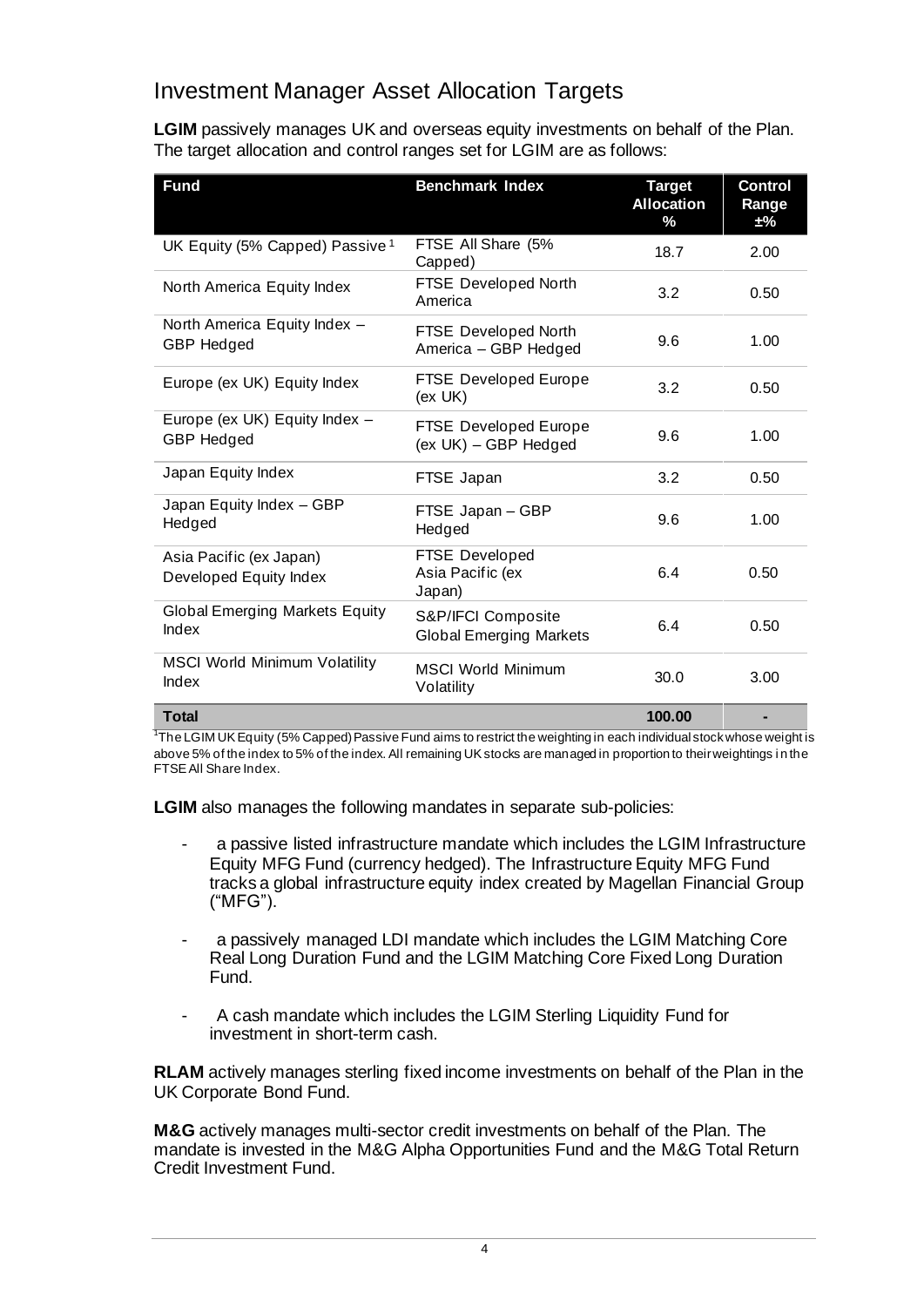## Investment Manager Asset Allocation Targets

**LGIM** passively manages UK and overseas equity investments on behalf of the Plan. The target allocation and control ranges set for LGIM are as follows:

| Fund | Benchmark Index | Target Allocation % | Control Range ±% |
|---|---|---|---|
| UK Equity (5% Capped) Passive [1] | FTSE All Share (5% Capped) | 18.7 | 2.00 |
| North America Equity Index | FTSE Developed North America | 3.2 | 0.50 |
| North America Equity Index – GBP Hedged | FTSE Developed North America – GBP Hedged | 9.6 | 1.00 |
| Europe (ex UK) Equity Index | FTSE Developed Europe (ex UK) | 3.2 | 0.50 |
| Europe (ex UK) Equity Index – GBP Hedged | FTSE Developed Europe (ex UK) – GBP Hedged | 9.6 | 1.00 |
| Japan Equity Index | FTSE Japan | 3.2 | 0.50 |
| Japan Equity Index – GBP Hedged | FTSE Japan – GBP Hedged | 9.6 | 1.00 |
| Asia Pacific (ex Japan) Developed Equity Index | FTSE Developed Asia Pacific (ex Japan) | 6.4 | 0.50 |
| Global Emerging Markets Equity Index | S&P/IFCI Composite Global Emerging Markets | 6.4 | 0.50 |
| MSCI World Minimum Volatility Index | MSCI World Minimum Volatility | 30.0 | 3.00 |
| **Total** | | **100.00** | **-** |

[1] The LGIM UK Equity (5% Capped) Passive Fund aims to restrict the weighting in each individual stock whose weight is above 5% of the index to 5% of the index. All remaining UK stocks are managed in proportion to their weightings in the FTSE All Share Index.

**LGIM** also manages the following mandates in separate sub-policies:

- a passive listed infrastructure mandate which includes the LGIM Infrastructure Equity MFG Fund (currency hedged). The Infrastructure Equity MFG Fund tracks a global infrastructure equity index created by Magellan Financial Group ("MFG").
- a passively managed LDI mandate which includes the LGIM Matching Core Real Long Duration Fund and the LGIM Matching Core Fixed Long Duration Fund.
- A cash mandate which includes the LGIM Sterling Liquidity Fund for investment in short-term cash.

**RLAM** actively manages sterling fixed income investments on behalf of the Plan in the UK Corporate Bond Fund.

**M&G** actively manages multi-sector credit investments on behalf of the Plan. The mandate is invested in the M&G Alpha Opportunities Fund and the M&G Total Return Credit Investment Fund.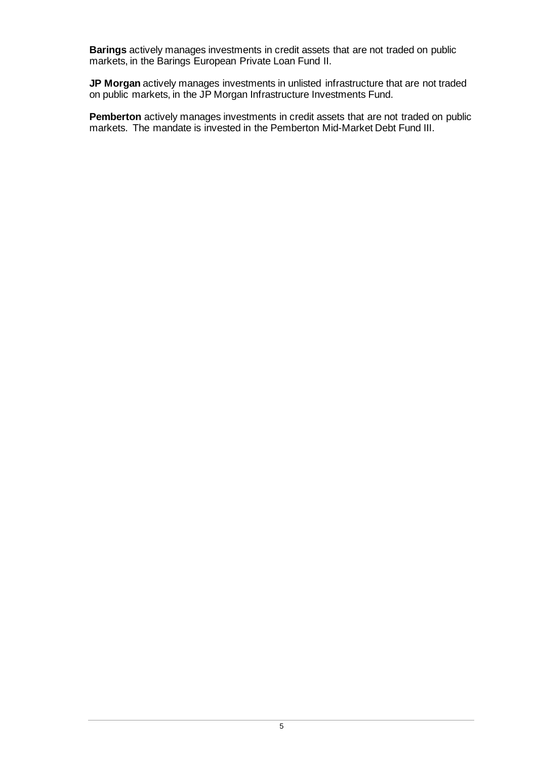**Barings** actively manages investments in credit assets that are not traded on public markets, in the Barings European Private Loan Fund II.

**JP Morgan** actively manages investments in unlisted infrastructure that are not traded on public markets, in the JP Morgan Infrastructure Investments Fund.

**Pemberton** actively manages investments in credit assets that are not traded on public markets. The mandate is invested in the Pemberton Mid-Market Debt Fund III.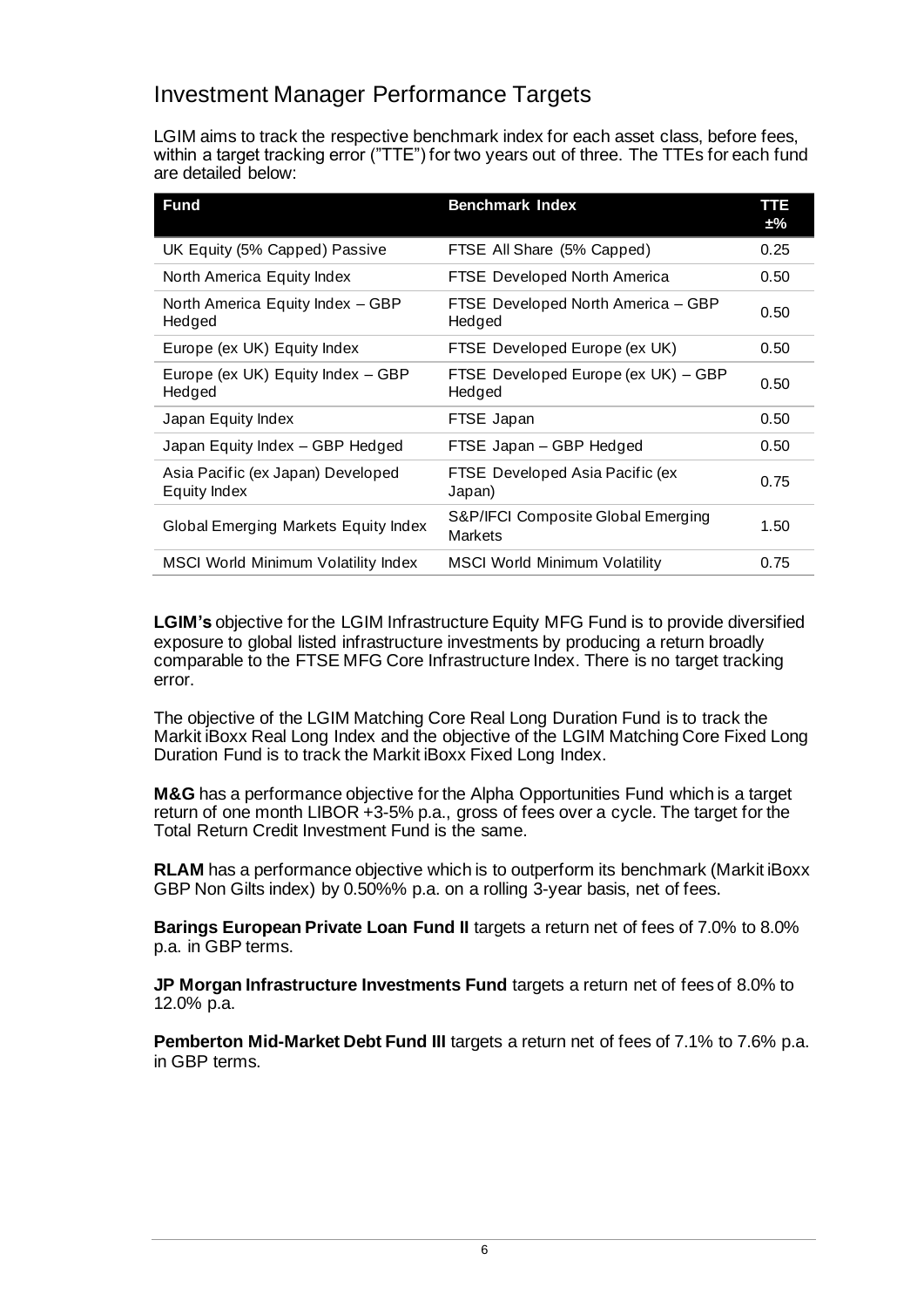## Investment Manager Performance Targets

LGIM aims to track the respective benchmark index for each asset class, before fees, within a target tracking error ("TTE") for two years out of three. The TTEs for each fund are detailed below:

| Fund | Benchmark Index | TTE ±% |
|---|---|---|
| UK Equity (5% Capped) Passive | FTSE All Share (5% Capped) | 0.25 |
| North America Equity Index | FTSE Developed North America | 0.50 |
| North America Equity Index – GBP Hedged | FTSE Developed North America – GBP Hedged | 0.50 |
| Europe (ex UK) Equity Index | FTSE Developed Europe (ex UK) | 0.50 |
| Europe (ex UK) Equity Index – GBP Hedged | FTSE Developed Europe (ex UK) – GBP Hedged | 0.50 |
| Japan Equity Index | FTSE Japan | 0.50 |
| Japan Equity Index – GBP Hedged | FTSE Japan – GBP Hedged | 0.50 |
| Asia Pacific (ex Japan) Developed Equity Index | FTSE Developed Asia Pacific (ex Japan) | 0.75 |
| Global Emerging Markets Equity Index | S&P/IFCI Composite Global Emerging Markets | 1.50 |
| MSCI World Minimum Volatility Index | MSCI World Minimum Volatility | 0.75 |

**LGIM's** objective for the LGIM Infrastructure Equity MFG Fund is to provide diversified exposure to global listed infrastructure investments by producing a return broadly comparable to the FTSE MFG Core Infrastructure Index. There is no target tracking error.

The objective of the LGIM Matching Core Real Long Duration Fund is to track the Markit iBoxx Real Long Index and the objective of the LGIM Matching Core Fixed Long Duration Fund is to track the Markit iBoxx Fixed Long Index.

**M&G** has a performance objective for the Alpha Opportunities Fund which is a target return of one month LIBOR +3-5% p.a., gross of fees over a cycle. The target for the Total Return Credit Investment Fund is the same.

**RLAM** has a performance objective which is to outperform its benchmark (Markit iBoxx GBP Non Gilts index) by 0.50%% p.a. on a rolling 3-year basis, net of fees.

**Barings European Private Loan Fund II** targets a return net of fees of 7.0% to 8.0% p.a. in GBP terms.

**JP Morgan Infrastructure Investments Fund** targets a return net of fees of 8.0% to 12.0% p.a.

**Pemberton Mid-Market Debt Fund III** targets a return net of fees of 7.1% to 7.6% p.a. in GBP terms.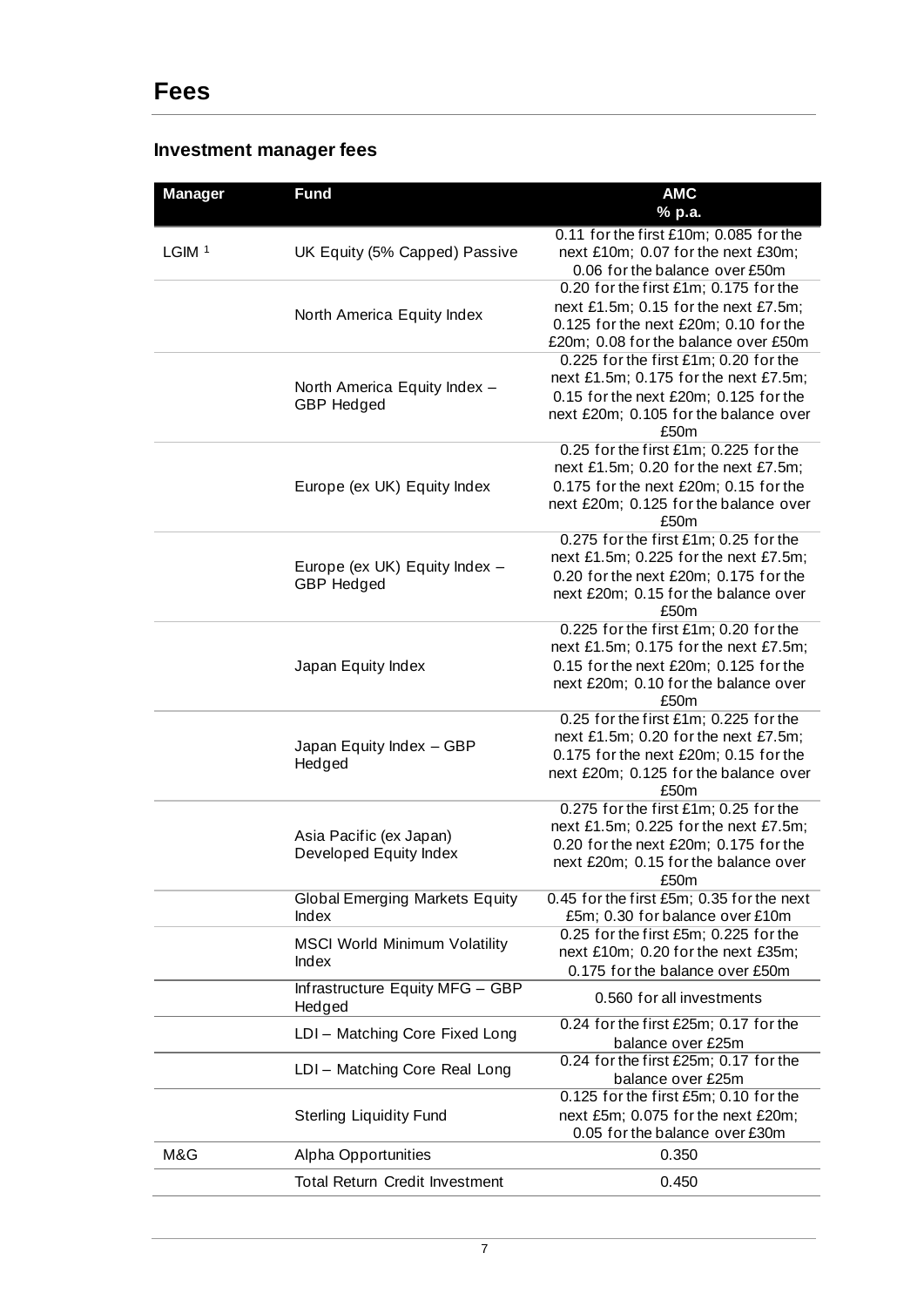# Fees

## Investment manager fees

| Manager | Fund | AMC % p.a. |
|---|---|---|
| LGIM [1] | UK Equity (5% Capped) Passive | 0.11 for the first £10m; 0.085 for the next £10m; 0.07 for the next £30m; 0.06 for the balance over £50m |
| | North America Equity Index | 0.20 for the first £1m; 0.175 for the next £1.5m; 0.15 for the next £7.5m; 0.125 for the next £20m; 0.10 for the £20m; 0.08 for the balance over £50m |
| | North America Equity Index – GBP Hedged | 0.225 for the first £1m; 0.20 for the next £1.5m; 0.175 for the next £7.5m; 0.15 for the next £20m; 0.125 for the next £20m; 0.105 for the balance over £50m |
| | Europe (ex UK) Equity Index | 0.25 for the first £1m; 0.225 for the next £1.5m; 0.20 for the next £7.5m; 0.175 for the next £20m; 0.15 for the next £20m; 0.125 for the balance over £50m |
| | Europe (ex UK) Equity Index – GBP Hedged | 0.275 for the first £1m; 0.25 for the next £1.5m; 0.225 for the next £7.5m; 0.20 for the next £20m; 0.175 for the next £20m; 0.15 for the balance over £50m |
| | Japan Equity Index | 0.225 for the first £1m; 0.20 for the next £1.5m; 0.175 for the next £7.5m; 0.15 for the next £20m; 0.125 for the next £20m; 0.10 for the balance over £50m |
| | Japan Equity Index – GBP Hedged | 0.25 for the first £1m; 0.225 for the next £1.5m; 0.20 for the next £7.5m; 0.175 for the next £20m; 0.15 for the next £20m; 0.125 for the balance over £50m |
| | Asia Pacific (ex Japan) Developed Equity Index | 0.275 for the first £1m; 0.25 for the next £1.5m; 0.225 for the next £7.5m; 0.20 for the next £20m; 0.175 for the next £20m; 0.15 for the balance over £50m |
| | Global Emerging Markets Equity Index | 0.45 for the first £5m; 0.35 for the next £5m; 0.30 for balance over £10m |
| | MSCI World Minimum Volatility Index | 0.25 for the first £5m; 0.225 for the next £10m; 0.20 for the next £35m; 0.175 for the balance over £50m |
| | Infrastructure Equity MFG – GBP Hedged | 0.560 for all investments |
| | LDI – Matching Core Fixed Long | 0.24 for the first £25m; 0.17 for the balance over £25m |
| | LDI – Matching Core Real Long | 0.24 for the first £25m; 0.17 for the balance over £25m |
| | Sterling Liquidity Fund | 0.125 for the first £5m; 0.10 for the next £5m; 0.075 for the next £20m; 0.05 for the balance over £30m |
| M&G | Alpha Opportunities | 0.350 |
| | Total Return Credit Investment | 0.450 |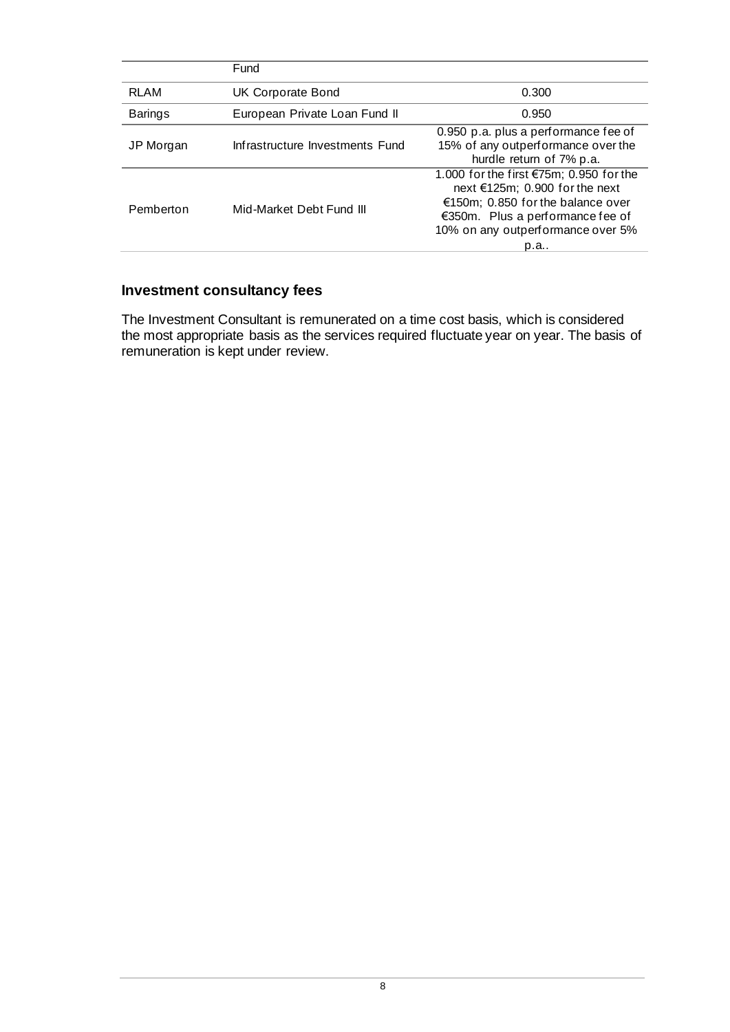| | | |
|---|---|---|
| | Fund | |
| RLAM | UK Corporate Bond | 0.300 |
| Barings | European Private Loan Fund II | 0.950 |
| JP Morgan | Infrastructure Investments Fund | 0.950 p.a. plus a performance fee of 15% of any outperformance over the hurdle return of 7% p.a. |
| Pemberton | Mid-Market Debt Fund III | 1.000 for the first €75m; 0.950 for the next €125m; 0.900 for the next €150m; 0.850 for the balance over €350m. Plus a performance fee of 10% on any outperformance over 5% p.a.. |

### Investment consultancy fees

The Investment Consultant is remunerated on a time cost basis, which is considered the most appropriate basis as the services required fluctuate year on year. The basis of remuneration is kept under review.